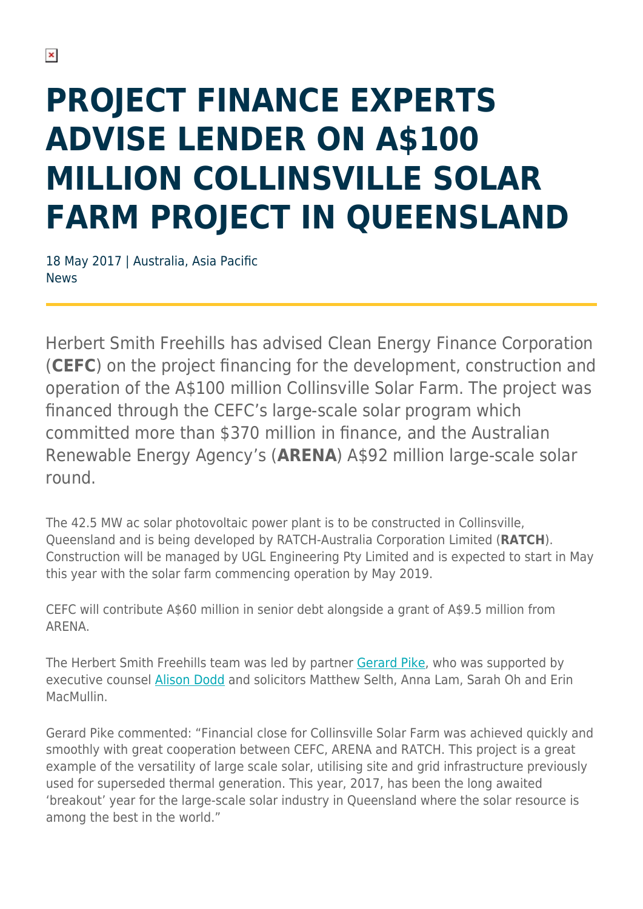# PROJECT FINANCE EXPERTS ADVISE LENDER ON A$100 MILLION COLLINSVILLE SOLAR FARM PROJECT IN QUEENSLAND

18 May 2017 | Australia, Asia Pacific
News

Herbert Smith Freehills has advised Clean Energy Finance Corporation (**CEFC**) on the project financing for the development, construction and operation of the A$100 million Collinsville Solar Farm. The project was financed through the CEFC's large-scale solar program which committed more than $370 million in finance, and the Australian Renewable Energy Agency's (**ARENA**) A$92 million large-scale solar round.

The 42.5 MW ac solar photovoltaic power plant is to be constructed in Collinsville, Queensland and is being developed by RATCH-Australia Corporation Limited (**RATCH**). Construction will be managed by UGL Engineering Pty Limited and is expected to start in May this year with the solar farm commencing operation by May 2019.

CEFC will contribute A$60 million in senior debt alongside a grant of A$9.5 million from ARENA.

The Herbert Smith Freehills team was led by partner Gerard Pike, who was supported by executive counsel Alison Dodd and solicitors Matthew Selth, Anna Lam, Sarah Oh and Erin MacMullin.

Gerard Pike commented: "Financial close for Collinsville Solar Farm was achieved quickly and smoothly with great cooperation between CEFC, ARENA and RATCH. This project is a great example of the versatility of large scale solar, utilising site and grid infrastructure previously used for superseded thermal generation. This year, 2017, has been the long awaited 'breakout' year for the large-scale solar industry in Queensland where the solar resource is among the best in the world."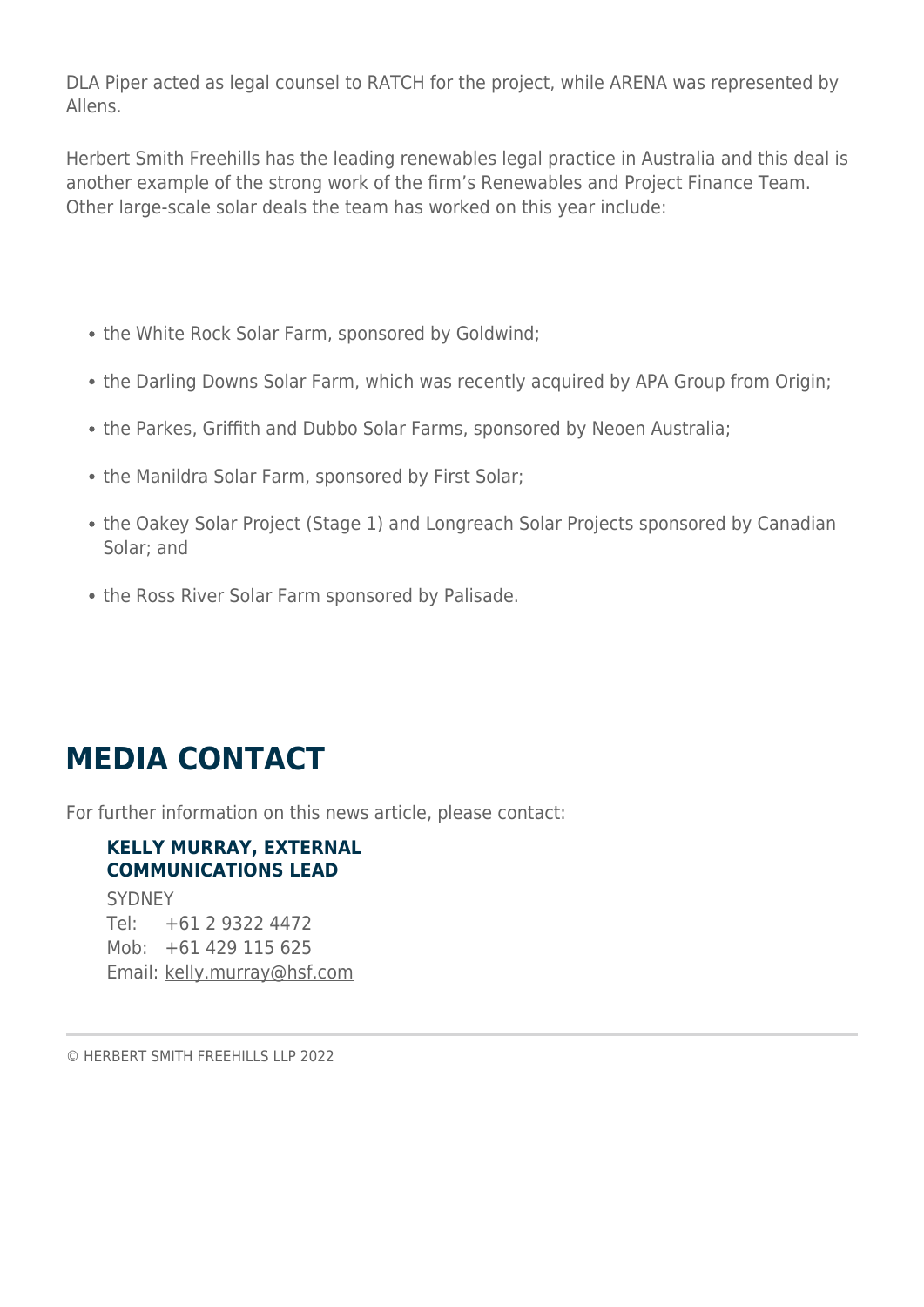DLA Piper acted as legal counsel to RATCH for the project, while ARENA was represented by Allens.

Herbert Smith Freehills has the leading renewables legal practice in Australia and this deal is another example of the strong work of the firm's Renewables and Project Finance Team. Other large-scale solar deals the team has worked on this year include:

- the White Rock Solar Farm, sponsored by Goldwind;
- the Darling Downs Solar Farm, which was recently acquired by APA Group from Origin;
- the Parkes, Griffith and Dubbo Solar Farms, sponsored by Neoen Australia;
- the Manildra Solar Farm, sponsored by First Solar;
- the Oakey Solar Project (Stage 1) and Longreach Solar Projects sponsored by Canadian Solar; and
- the Ross River Solar Farm sponsored by Palisade.

## MEDIA CONTACT

For further information on this news article, please contact:

**KELLY MURRAY, EXTERNAL COMMUNICATIONS LEAD**

SYDNEY
Tel: +61 2 9322 4472
Mob: +61 429 115 625
Email: kelly.murray@hsf.com

© HERBERT SMITH FREEHILLS LLP 2022